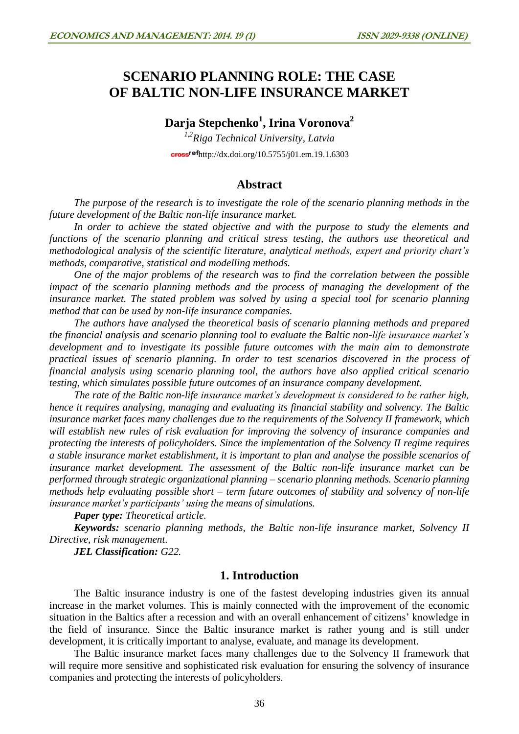# SCENARIO PLANNING ROLE: THE CASE OF BALTIC NON-LIFE INSURANCE MARKET

**Darja Stepchenko[1], Irina Voronova[2]**

*[1,2]Riga Technical University, Latvia*

http://dx.doi.org/10.5755/j01.em.19.1.6303

## Abstract

*The purpose of the research is to investigate the role of the scenario planning methods in the future development of the Baltic non-life insurance market.*

*In order to achieve the stated objective and with the purpose to study the elements and functions of the scenario planning and critical stress testing, the authors use theoretical and methodological analysis of the scientific literature, analytical methods, expert and priority chart's methods, comparative, statistical and modelling methods.*

*One of the major problems of the research was to find the correlation between the possible impact of the scenario planning methods and the process of managing the development of the insurance market. The stated problem was solved by using a special tool for scenario planning method that can be used by non-life insurance companies.*

*The authors have analysed the theoretical basis of scenario planning methods and prepared the financial analysis and scenario planning tool to evaluate the Baltic non-life insurance market's development and to investigate its possible future outcomes with the main aim to demonstrate practical issues of scenario planning. In order to test scenarios discovered in the process of financial analysis using scenario planning tool, the authors have also applied critical scenario testing, which simulates possible future outcomes of an insurance company development.*

*The rate of the Baltic non-life insurance market's development is considered to be rather high, hence it requires analysing, managing and evaluating its financial stability and solvency. The Baltic insurance market faces many challenges due to the requirements of the Solvency II framework, which will establish new rules of risk evaluation for improving the solvency of insurance companies and protecting the interests of policyholders. Since the implementation of the Solvency II regime requires a stable insurance market establishment, it is important to plan and analyse the possible scenarios of insurance market development. The assessment of the Baltic non-life insurance market can be performed through strategic organizational planning – scenario planning methods. Scenario planning methods help evaluating possible short – term future outcomes of stability and solvency of non-life insurance market's participants' using the means of simulations.*

***Paper type:*** *Theoretical article.*

***Keywords:*** *scenario planning methods, the Baltic non-life insurance market, Solvency II Directive, risk management.*

***JEL Classification:*** *G22.*

## 1. Introduction

The Baltic insurance industry is one of the fastest developing industries given its annual increase in the market volumes. This is mainly connected with the improvement of the economic situation in the Baltics after a recession and with an overall enhancement of citizens' knowledge in the field of insurance. Since the Baltic insurance market is rather young and is still under development, it is critically important to analyse, evaluate, and manage its development.

The Baltic insurance market faces many challenges due to the Solvency II framework that will require more sensitive and sophisticated risk evaluation for ensuring the solvency of insurance companies and protecting the interests of policyholders.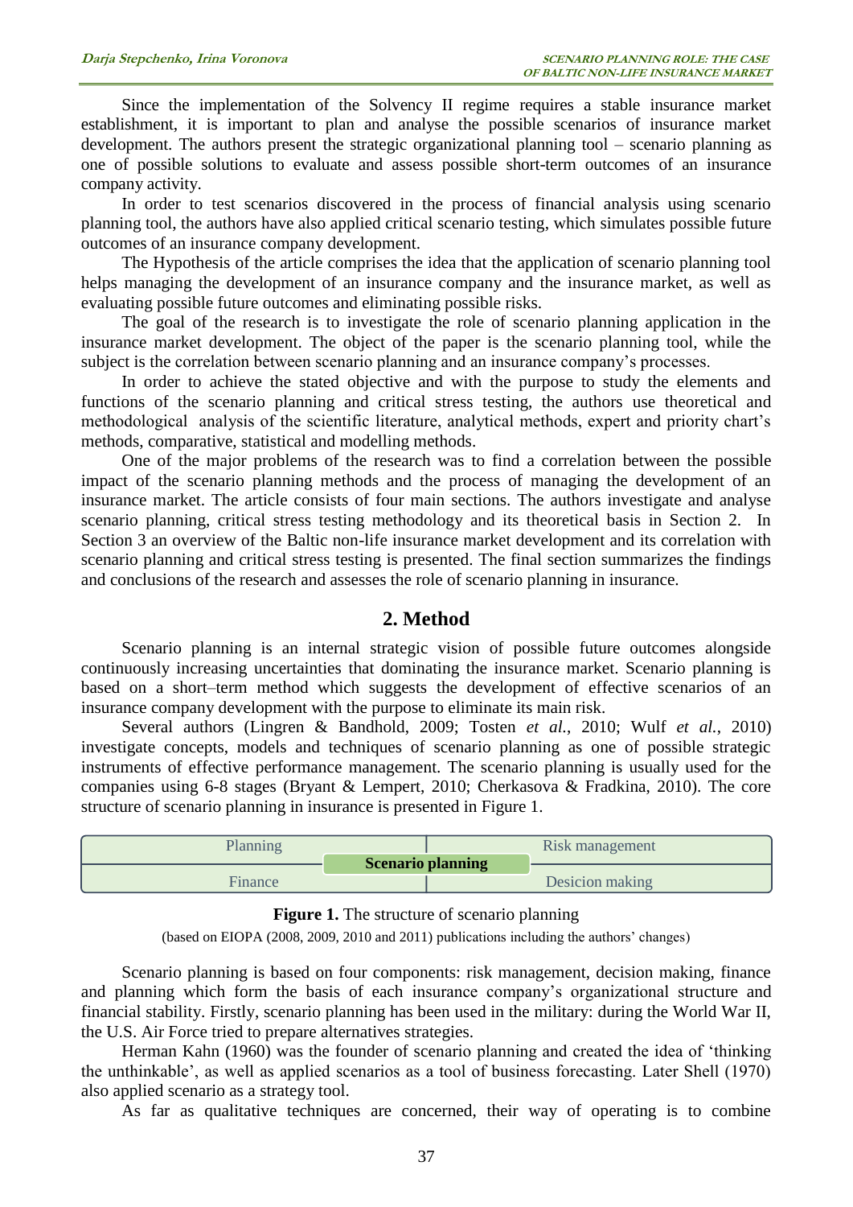Since the implementation of the Solvency II regime requires a stable insurance market establishment, it is important to plan and analyse the possible scenarios of insurance market development. The authors present the strategic organizational planning tool – scenario planning as one of possible solutions to evaluate and assess possible short-term outcomes of an insurance company activity.

In order to test scenarios discovered in the process of financial analysis using scenario planning tool, the authors have also applied critical scenario testing, which simulates possible future outcomes of an insurance company development.

The Hypothesis of the article comprises the idea that the application of scenario planning tool helps managing the development of an insurance company and the insurance market, as well as evaluating possible future outcomes and eliminating possible risks.

The goal of the research is to investigate the role of scenario planning application in the insurance market development. The object of the paper is the scenario planning tool, while the subject is the correlation between scenario planning and an insurance company's processes.

In order to achieve the stated objective and with the purpose to study the elements and functions of the scenario planning and critical stress testing, the authors use theoretical and methodological analysis of the scientific literature, analytical methods, expert and priority chart's methods, comparative, statistical and modelling methods.

One of the major problems of the research was to find a correlation between the possible impact of the scenario planning methods and the process of managing the development of an insurance market. The article consists of four main sections. The authors investigate and analyse scenario planning, critical stress testing methodology and its theoretical basis in Section 2. In Section 3 an overview of the Baltic non-life insurance market development and its correlation with scenario planning and critical stress testing is presented. The final section summarizes the findings and conclusions of the research and assesses the role of scenario planning in insurance.

## 2. Method

Scenario planning is an internal strategic vision of possible future outcomes alongside continuously increasing uncertainties that dominating the insurance market. Scenario planning is based on a short–term method which suggests the development of effective scenarios of an insurance company development with the purpose to eliminate its main risk.

Several authors (Lingren & Bandhold, 2009; Tosten *et al.*, 2010; Wulf *et al.*, 2010) investigate concepts, models and techniques of scenario planning as one of possible strategic instruments of effective performance management. The scenario planning is usually used for the companies using 6-8 stages (Bryant & Lempert, 2010; Cherkasova & Fradkina, 2010). The core structure of scenario planning in insurance is presented in Figure 1.

| Planning | Risk management |
|---|---|
| **Scenario planning** | |
| Finance | Desicion making |

**Figure 1.** The structure of scenario planning

(based on EIOPA (2008, 2009, 2010 and 2011) publications including the authors' changes)

Scenario planning is based on four components: risk management, decision making, finance and planning which form the basis of each insurance company's organizational structure and financial stability. Firstly, scenario planning has been used in the military: during the World War II, the U.S. Air Force tried to prepare alternatives strategies.

Herman Kahn (1960) was the founder of scenario planning and created the idea of 'thinking the unthinkable', as well as applied scenarios as a tool of business forecasting. Later Shell (1970) also applied scenario as a strategy tool.

As far as qualitative techniques are concerned, their way of operating is to combine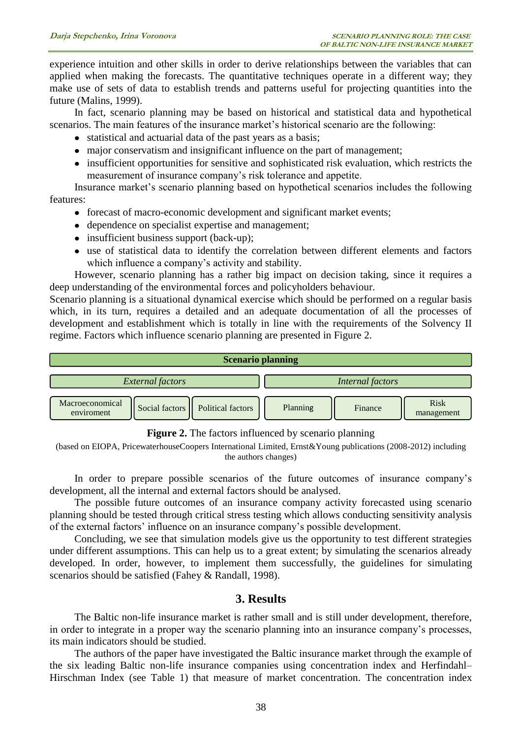experience intuition and other skills in order to derive relationships between the variables that can applied when making the forecasts. The quantitative techniques operate in a different way; they make use of sets of data to establish trends and patterns useful for projecting quantities into the future (Malins, 1999).

In fact, scenario planning may be based on historical and statistical data and hypothetical scenarios. The main features of the insurance market's historical scenario are the following:

- statistical and actuarial data of the past years as a basis;
- major conservatism and insignificant influence on the part of management;
- insufficient opportunities for sensitive and sophisticated risk evaluation, which restricts the measurement of insurance company's risk tolerance and appetite.

Insurance market's scenario planning based on hypothetical scenarios includes the following features:

- forecast of macro-economic development and significant market events;
- dependence on specialist expertise and management;
- insufficient business support (back-up);
- use of statistical data to identify the correlation between different elements and factors which influence a company's activity and stability.

However, scenario planning has a rather big impact on decision taking, since it requires a deep understanding of the environmental forces and policyholders behaviour.

Scenario planning is a situational dynamical exercise which should be performed on a regular basis which, in its turn, requires a detailed and an adequate documentation of all the processes of development and establishment which is totally in line with the requirements of the Solvency II regime. Factors which influence scenario planning are presented in Figure 2.

| **Scenario planning** | | | | | |
|---|---|---|---|---|---|
| *External factors* | | | *Internal factors* | | |
| Macroeconomical enviroment | Social factors | Political factors | Planning | Finance | Risk management |

**Figure 2.** The factors influenced by scenario planning

(based on EIOPA, PricewaterhouseCoopers International Limited, Ernst&Young publications (2008-2012) including the authors changes)

In order to prepare possible scenarios of the future outcomes of insurance company's development, all the internal and external factors should be analysed.

The possible future outcomes of an insurance company activity forecasted using scenario planning should be tested through critical stress testing which allows conducting sensitivity analysis of the external factors' influence on an insurance company's possible development.

Concluding, we see that simulation models give us the opportunity to test different strategies under different assumptions. This can help us to a great extent; by simulating the scenarios already developed. In order, however, to implement them successfully, the guidelines for simulating scenarios should be satisfied (Fahey & Randall, 1998).

## 3. Results

The Baltic non-life insurance market is rather small and is still under development, therefore, in order to integrate in a proper way the scenario planning into an insurance company's processes, its main indicators should be studied.

The authors of the paper have investigated the Baltic insurance market through the example of the six leading Baltic non-life insurance companies using concentration index and Herfindahl–Hirschman Index (see Table 1) that measure of market concentration. The concentration index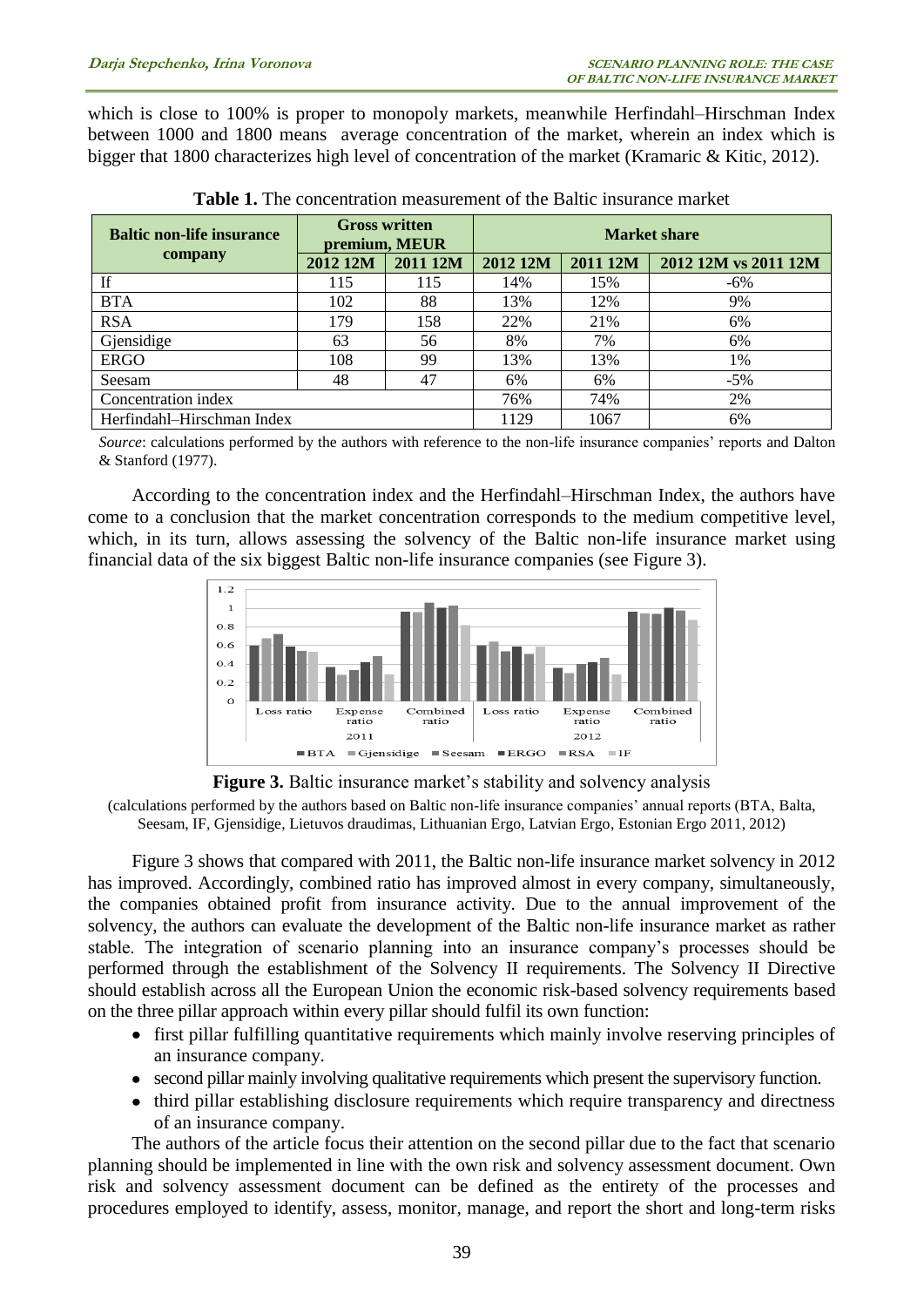which is close to 100% is proper to monopoly markets, meanwhile Herfindahl–Hirschman Index between 1000 and 1800 means average concentration of the market, wherein an index which is bigger that 1800 characterizes high level of concentration of the market (Kramaric & Kitic, 2012).

**Table 1.** The concentration measurement of the Baltic insurance market

| Baltic non-life insurance company | Gross written premium, MEUR | | Market share | | |
|---|---|---|---|---|---|
| | 2012 12M | 2011 12M | 2012 12M | 2011 12M | 2012 12M vs 2011 12M |
| If | 115 | 115 | 14% | 15% | -6% |
| BTA | 102 | 88 | 13% | 12% | 9% |
| RSA | 179 | 158 | 22% | 21% | 6% |
| Gjensidige | 63 | 56 | 8% | 7% | 6% |
| ERGO | 108 | 99 | 13% | 13% | 1% |
| Seesam | 48 | 47 | 6% | 6% | -5% |
| Concentration index | | | 76% | 74% | 2% |
| Herfindahl–Hirschman Index | | | 1129 | 1067 | 6% |

*Source*: calculations performed by the authors with reference to the non-life insurance companies' reports and Dalton & Stanford (1977).

According to the concentration index and the Herfindahl–Hirschman Index, the authors have come to a conclusion that the market concentration corresponds to the medium competitive level, which, in its turn, allows assessing the solvency of the Baltic non-life insurance market using financial data of the six biggest Baltic non-life insurance companies (see Figure 3).

**Figure 3.** Baltic insurance market's stability and solvency analysis

(calculations performed by the authors based on Baltic non-life insurance companies' annual reports (BTA, Balta, Seesam, IF, Gjensidige, Lietuvos draudimas, Lithuanian Ergo, Latvian Ergo, Estonian Ergo 2011, 2012)

Figure 3 shows that compared with 2011, the Baltic non-life insurance market solvency in 2012 has improved. Accordingly, combined ratio has improved almost in every company, simultaneously, the companies obtained profit from insurance activity. Due to the annual improvement of the solvency, the authors can evaluate the development of the Baltic non-life insurance market as rather stable. The integration of scenario planning into an insurance company's processes should be performed through the establishment of the Solvency II requirements. The Solvency II Directive should establish across all the European Union the economic risk-based solvency requirements based on the three pillar approach within every pillar should fulfil its own function:

- first pillar fulfilling quantitative requirements which mainly involve reserving principles of an insurance company.
- second pillar mainly involving qualitative requirements which present the supervisory function.
- third pillar establishing disclosure requirements which require transparency and directness of an insurance company.

The authors of the article focus their attention on the second pillar due to the fact that scenario planning should be implemented in line with the own risk and solvency assessment document. Own risk and solvency assessment document can be defined as the entirety of the processes and procedures employed to identify, assess, monitor, manage, and report the short and long-term risks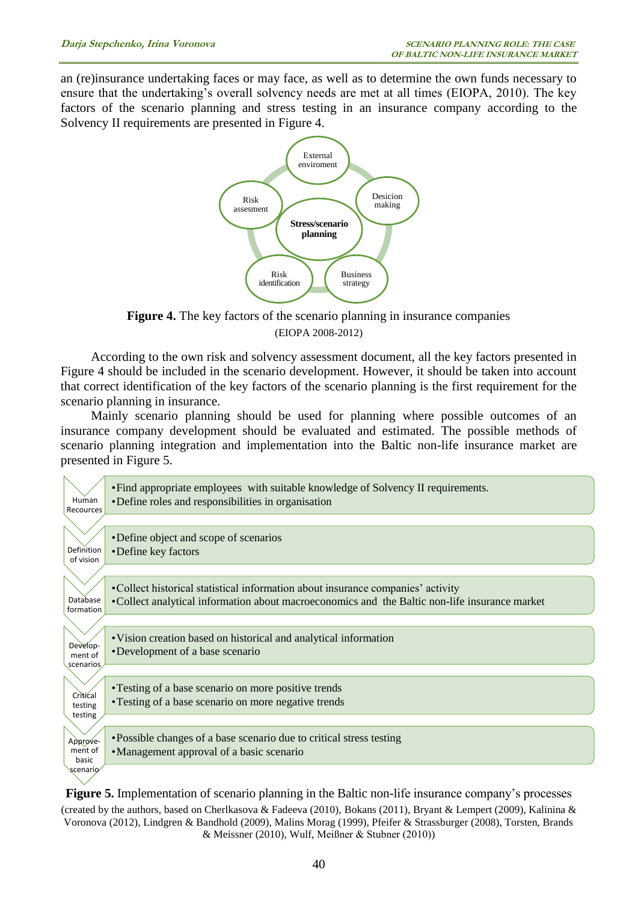an (re)insurance undertaking faces or may face, as well as to determine the own funds necessary to ensure that the undertaking's overall solvency needs are met at all times (EIOPA, 2010). The key factors of the scenario planning and stress testing in an insurance company according to the Solvency II requirements are presented in Figure 4.

**Figure 4.** The key factors of the scenario planning in insurance companies

(EIOPA 2008-2012)

According to the own risk and solvency assessment document, all the key factors presented in Figure 4 should be included in the scenario development. However, it should be taken into account that correct identification of the key factors of the scenario planning is the first requirement for the scenario planning in insurance.

Mainly scenario planning should be used for planning where possible outcomes of an insurance company development should be evaluated and estimated. The possible methods of scenario planning integration and implementation into the Baltic non-life insurance market are presented in Figure 5.

| | |
|---|---|
| Human Recources | • Find appropriate employees with suitable knowledge of Solvency II requirements.<br>• Define roles and responsibilities in organisation |
| Definition of vision | • Define object and scope of scenarios<br>• Define key factors |
| Database formation | • Collect historical statistical information about insurance companies' activity<br>• Collect analytical information about macroeconomics and the Baltic non-life insurance market |
| Develop-ment of scenarios | • Vision creation based on historical and analytical information<br>• Development of a base scenario |
| Critical testing testing | • Testing of a base scenario on more positive trends<br>• Testing of a base scenario on more negative trends |
| Approve-ment of basic scenario | • Possible changes of a base scenario due to critical stress testing<br>• Management approval of a basic scenario |

**Figure 5.** Implementation of scenario planning in the Baltic non-life insurance company's processes

(created by the authors, based on Cherlkasova & Fadeeva (2010), Bokans (2011), Bryant & Lempert (2009), Kalinina & Voronova (2012), Lindgren & Bandhold (2009), Malins Morag (1999), Pfeifer & Strassburger (2008), Torsten, Brands & Meissner (2010), Wulf, Meißner & Stubner (2010))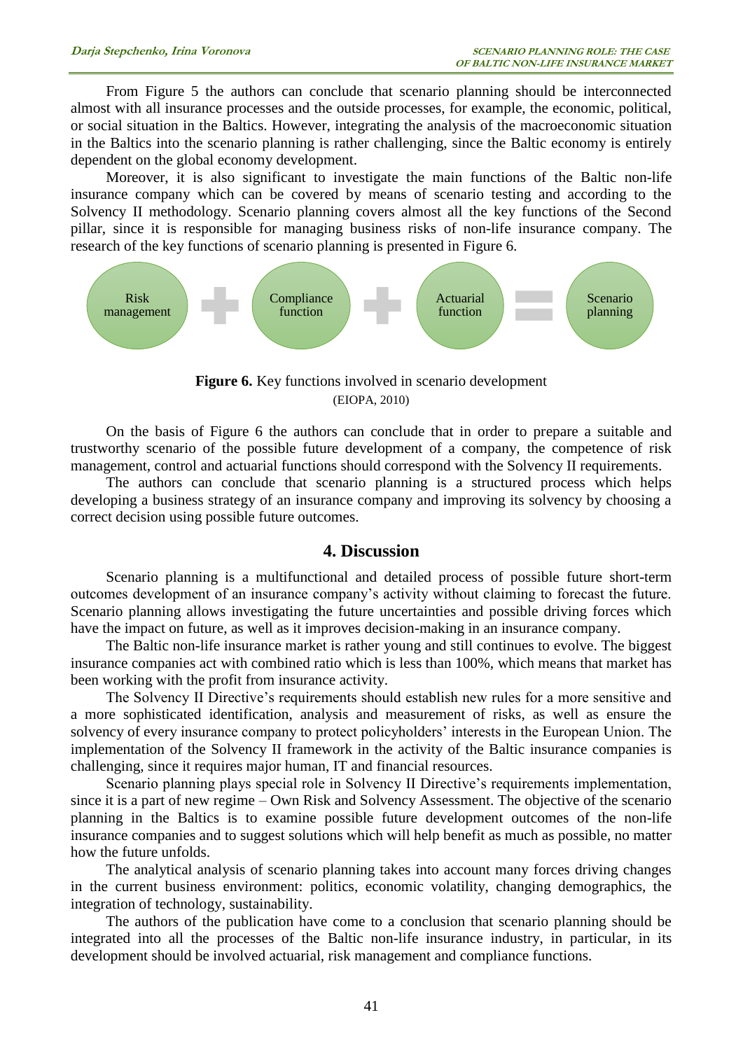From Figure 5 the authors can conclude that scenario planning should be interconnected almost with all insurance processes and the outside processes, for example, the economic, political, or social situation in the Baltics. However, integrating the analysis of the macroeconomic situation in the Baltics into the scenario planning is rather challenging, since the Baltic economy is entirely dependent on the global economy development.

Moreover, it is also significant to investigate the main functions of the Baltic non-life insurance company which can be covered by means of scenario testing and according to the Solvency II methodology. Scenario planning covers almost all the key functions of the Second pillar, since it is responsible for managing business risks of non-life insurance company. The research of the key functions of scenario planning is presented in Figure 6.

Risk management + Compliance function + Actuarial function = Scenario planning

**Figure 6.** Key functions involved in scenario development
(EIOPA, 2010)

On the basis of Figure 6 the authors can conclude that in order to prepare a suitable and trustworthy scenario of the possible future development of a company, the competence of risk management, control and actuarial functions should correspond with the Solvency II requirements.

The authors can conclude that scenario planning is a structured process which helps developing a business strategy of an insurance company and improving its solvency by choosing a correct decision using possible future outcomes.

## 4. Discussion

Scenario planning is a multifunctional and detailed process of possible future short-term outcomes development of an insurance company's activity without claiming to forecast the future. Scenario planning allows investigating the future uncertainties and possible driving forces which have the impact on future, as well as it improves decision-making in an insurance company.

The Baltic non-life insurance market is rather young and still continues to evolve. The biggest insurance companies act with combined ratio which is less than 100%, which means that market has been working with the profit from insurance activity.

The Solvency II Directive's requirements should establish new rules for a more sensitive and a more sophisticated identification, analysis and measurement of risks, as well as ensure the solvency of every insurance company to protect policyholders' interests in the European Union. The implementation of the Solvency II framework in the activity of the Baltic insurance companies is challenging, since it requires major human, IT and financial resources.

Scenario planning plays special role in Solvency II Directive's requirements implementation, since it is a part of new regime – Own Risk and Solvency Assessment. The objective of the scenario planning in the Baltics is to examine possible future development outcomes of the non-life insurance companies and to suggest solutions which will help benefit as much as possible, no matter how the future unfolds.

The analytical analysis of scenario planning takes into account many forces driving changes in the current business environment: politics, economic volatility, changing demographics, the integration of technology, sustainability.

The authors of the publication have come to a conclusion that scenario planning should be integrated into all the processes of the Baltic non-life insurance industry, in particular, in its development should be involved actuarial, risk management and compliance functions.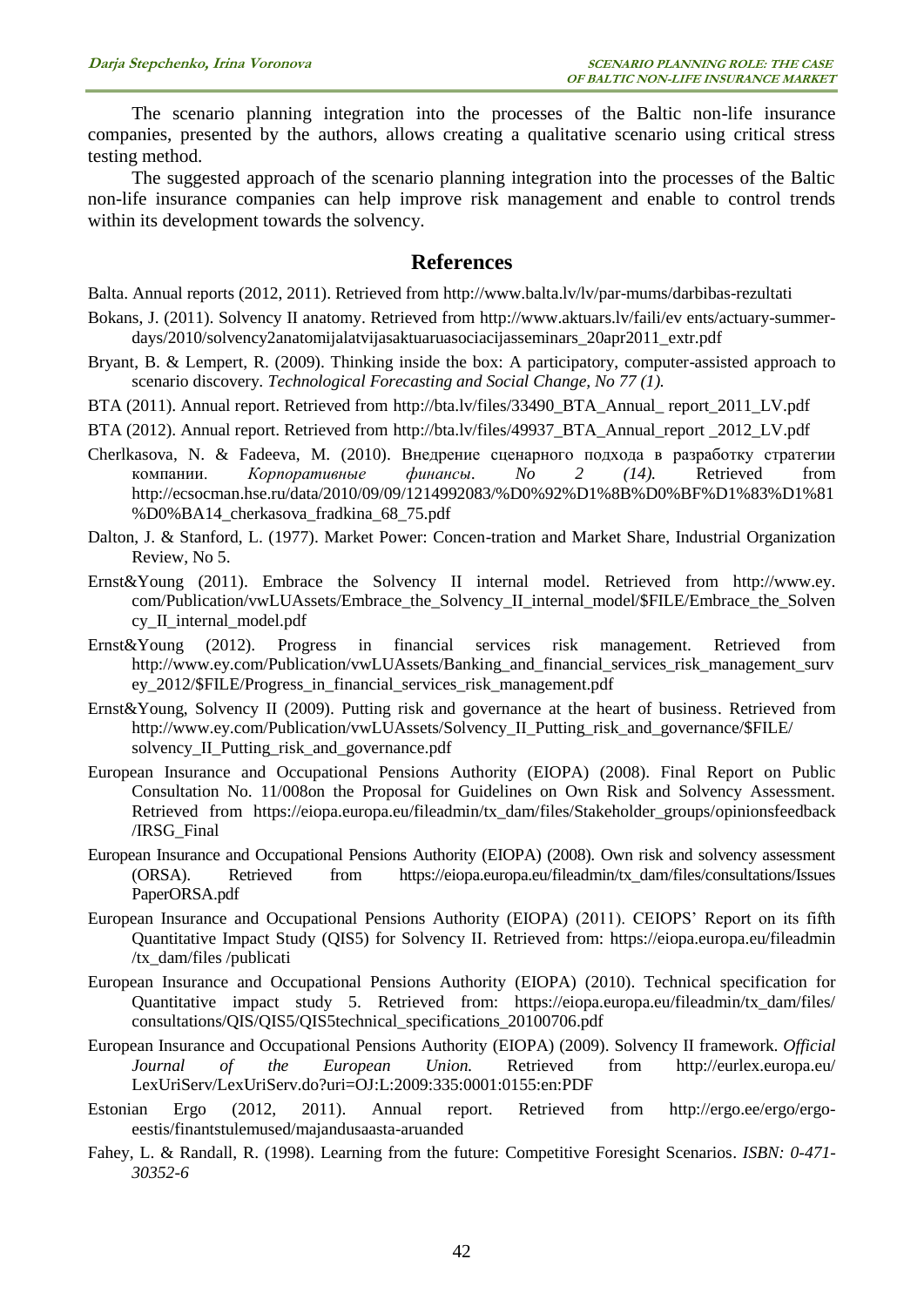The scenario planning integration into the processes of the Baltic non-life insurance companies, presented by the authors, allows creating a qualitative scenario using critical stress testing method.

The suggested approach of the scenario planning integration into the processes of the Baltic non-life insurance companies can help improve risk management and enable to control trends within its development towards the solvency.

## References

Balta. Annual reports (2012, 2011). Retrieved from http://www.balta.lv/lv/par-mums/darbibas-rezultati

Bokans, J. (2011). Solvency II anatomy. Retrieved from http://www.aktuars.lv/faili/ev ents/actuary-summer-days/2010/solvency2anatomijalatvijasaktuaruasociacijasseminars_20apr2011_extr.pdf

Bryant, B. & Lempert, R. (2009). Thinking inside the box: A participatory, computer-assisted approach to scenario discovery. *Technological Forecasting and Social Change, No 77 (1).*

BTA (2011). Annual report. Retrieved from http://bta.lv/files/33490_BTA_Annual_ report_2011_LV.pdf

BTA (2012). Annual report. Retrieved from http://bta.lv/files/49937_BTA_Annual_report _2012_LV.pdf

Cherlkasova, N. & Fadeeva, M. (2010). Внедрение сценарного подхода в разработку стратегии компании. *Корпоративные финансы. No 2 (14).* Retrieved from http://ecsocman.hse.ru/data/2010/09/09/1214992083/%D0%92%D1%8B%D0%BF%D1%83%D1%81%D0%BA14_cherkasova_fradkina_68_75.pdf

Dalton, J. & Stanford, L. (1977). Market Power: Concen-tration and Market Share, Industrial Organization Review, No 5.

Ernst&Young (2011). Embrace the Solvency II internal model. Retrieved from http://www.ey.com/Publication/vwLUAssets/Embrace_the_Solvency_II_internal_model/$FILE/Embrace_the_Solvency_II_internal_model.pdf

Ernst&Young (2012). Progress in financial services risk management. Retrieved from http://www.ey.com/Publication/vwLUAssets/Banking_and_financial_services_risk_management_survey_2012/$FILE/Progress_in_financial_services_risk_management.pdf

Ernst&Young, Solvency II (2009). Putting risk and governance at the heart of business. Retrieved from http://www.ey.com/Publication/vwLUAssets/Solvency_II_Putting_risk_and_governance/$FILE/solvency_II_Putting_risk_and_governance.pdf

European Insurance and Occupational Pensions Authority (EIOPA) (2008). Final Report on Public Consultation No. 11/008on the Proposal for Guidelines on Own Risk and Solvency Assessment. Retrieved from https://eiopa.europa.eu/fileadmin/tx_dam/files/Stakeholder_groups/opinionsfeedback/IRSG_Final

European Insurance and Occupational Pensions Authority (EIOPA) (2008). Own risk and solvency assessment (ORSA). Retrieved from https://eiopa.europa.eu/fileadmin/tx_dam/files/consultations/IssuesPaperORSA.pdf

European Insurance and Occupational Pensions Authority (EIOPA) (2011). CEIOPS' Report on its fifth Quantitative Impact Study (QIS5) for Solvency II. Retrieved from: https://eiopa.europa.eu/fileadmin/tx_dam/files /publicati

European Insurance and Occupational Pensions Authority (EIOPA) (2010). Technical specification for Quantitative impact study 5. Retrieved from: https://eiopa.europa.eu/fileadmin/tx_dam/files/consultations/QIS/QIS5/QIS5technical_specifications_20100706.pdf

European Insurance and Occupational Pensions Authority (EIOPA) (2009). Solvency II framework. *Official Journal of the European Union.* Retrieved from http://eurlex.europa.eu/LexUriServ/LexUriServ.do?uri=OJ:L:2009:335:0001:0155:en:PDF

Estonian Ergo (2012, 2011). Annual report. Retrieved from http://ergo.ee/ergo/ergo-eestis/finantstulemused/majandusaasta-aruanded

Fahey, L. & Randall, R. (1998). Learning from the future: Competitive Foresight Scenarios. *ISBN: 0-471-30352-6*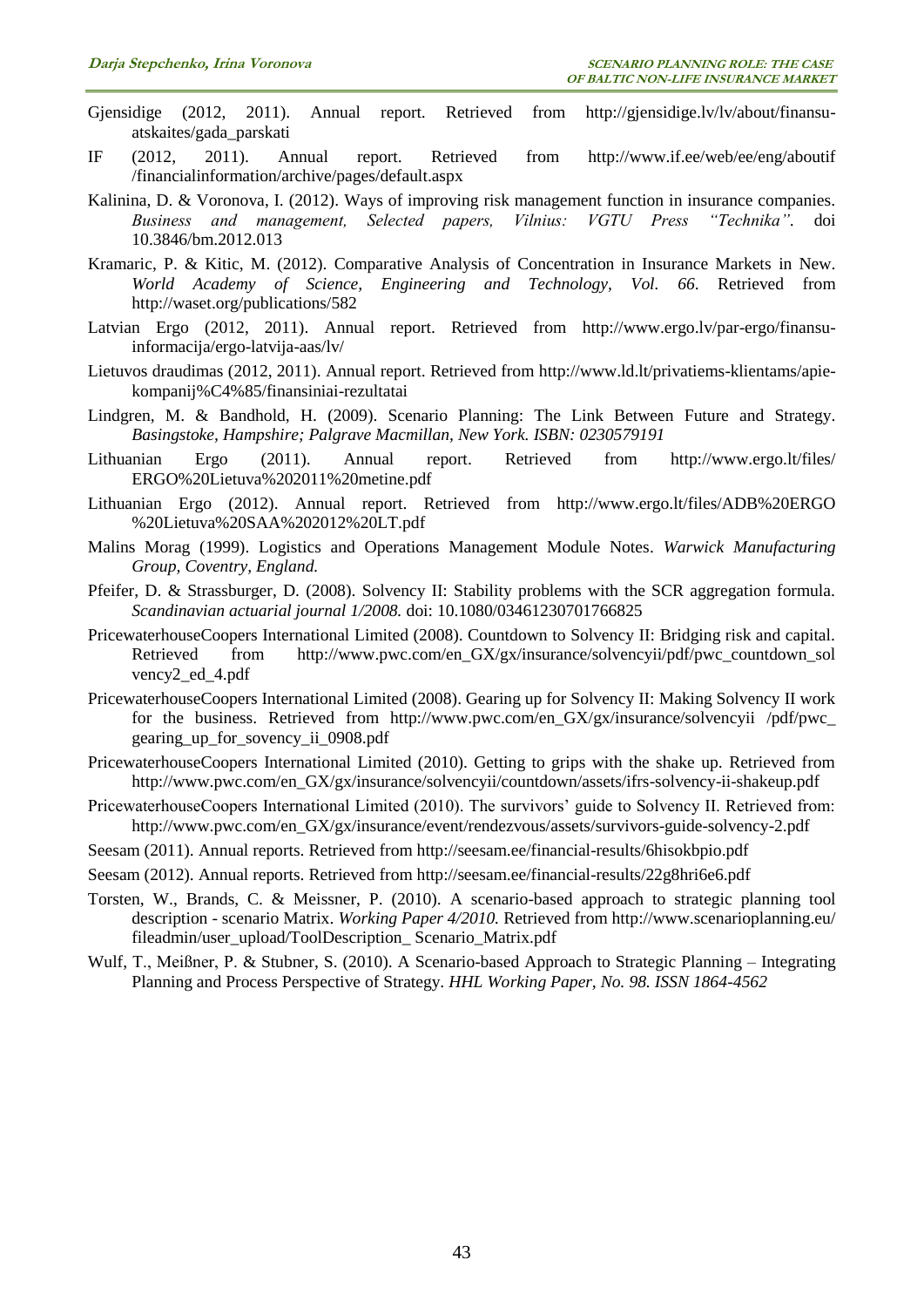Gjensidige (2012, 2011). Annual report. Retrieved from http://gjensidige.lv/lv/about/finansu-atskaites/gada_parskati

IF (2012, 2011). Annual report. Retrieved from http://www.if.ee/web/ee/eng/aboutif/financialinformation/archive/pages/default.aspx

Kalinina, D. & Voronova, I. (2012). Ways of improving risk management function in insurance companies. *Business and management, Selected papers, Vilnius: VGTU Press "Technika".* doi 10.3846/bm.2012.013

Kramaric, P. & Kitic, M. (2012). Comparative Analysis of Concentration in Insurance Markets in New. *World Academy of Science, Engineering and Technology, Vol. 66.* Retrieved from http://waset.org/publications/582

Latvian Ergo (2012, 2011). Annual report. Retrieved from http://www.ergo.lv/par-ergo/finansu-informacija/ergo-latvija-aas/lv/

Lietuvos draudimas (2012, 2011). Annual report. Retrieved from http://www.ld.lt/privatiems-klientams/apie-kompanij%C4%85/finansiniai-rezultatai

Lindgren, M. & Bandhold, H. (2009). Scenario Planning: The Link Between Future and Strategy. *Basingstoke, Hampshire; Palgrave Macmillan, New York. ISBN: 0230579191*

Lithuanian Ergo (2011). Annual report. Retrieved from http://www.ergo.lt/files/ERGO%20Lietuva%202011%20metine.pdf

Lithuanian Ergo (2012). Annual report. Retrieved from http://www.ergo.lt/files/ADB%20ERGO%20Lietuva%20SAA%202012%20LT.pdf

Malins Morag (1999). Logistics and Operations Management Module Notes. *Warwick Manufacturing Group, Coventry, England.*

Pfeifer, D. & Strassburger, D. (2008). Solvency II: Stability problems with the SCR aggregation formula. *Scandinavian actuarial journal 1/2008.* doi: 10.1080/03461230701766825

PricewaterhouseCoopers International Limited (2008). Countdown to Solvency II: Bridging risk and capital. Retrieved from http://www.pwc.com/en_GX/gx/insurance/solvencyii/pdf/pwc_countdown_solvency2_ed_4.pdf

PricewaterhouseCoopers International Limited (2008). Gearing up for Solvency II: Making Solvency II work for the business. Retrieved from http://www.pwc.com/en_GX/gx/insurance/solvencyii /pdf/pwc_gearing_up_for_sovency_ii_0908.pdf

PricewaterhouseCoopers International Limited (2010). Getting to grips with the shake up. Retrieved from http://www.pwc.com/en_GX/gx/insurance/solvencyii/countdown/assets/ifrs-solvency-ii-shakeup.pdf

PricewaterhouseCoopers International Limited (2010). The survivors' guide to Solvency II. Retrieved from: http://www.pwc.com/en_GX/gx/insurance/event/rendezvous/assets/survivors-guide-solvency-2.pdf

Seesam (2011). Annual reports. Retrieved from http://seesam.ee/financial-results/6hisokbpio.pdf

Seesam (2012). Annual reports. Retrieved from http://seesam.ee/financial-results/22g8hri6e6.pdf

Torsten, W., Brands, C. & Meissner, P. (2010). A scenario-based approach to strategic planning tool description - scenario Matrix. *Working Paper 4/2010.* Retrieved from http://www.scenarioplanning.eu/fileadmin/user_upload/ToolDescription_ Scenario_Matrix.pdf

Wulf, T., Meißner, P. & Stubner, S. (2010). A Scenario-based Approach to Strategic Planning – Integrating Planning and Process Perspective of Strategy. *HHL Working Paper, No. 98. ISSN 1864-4562*